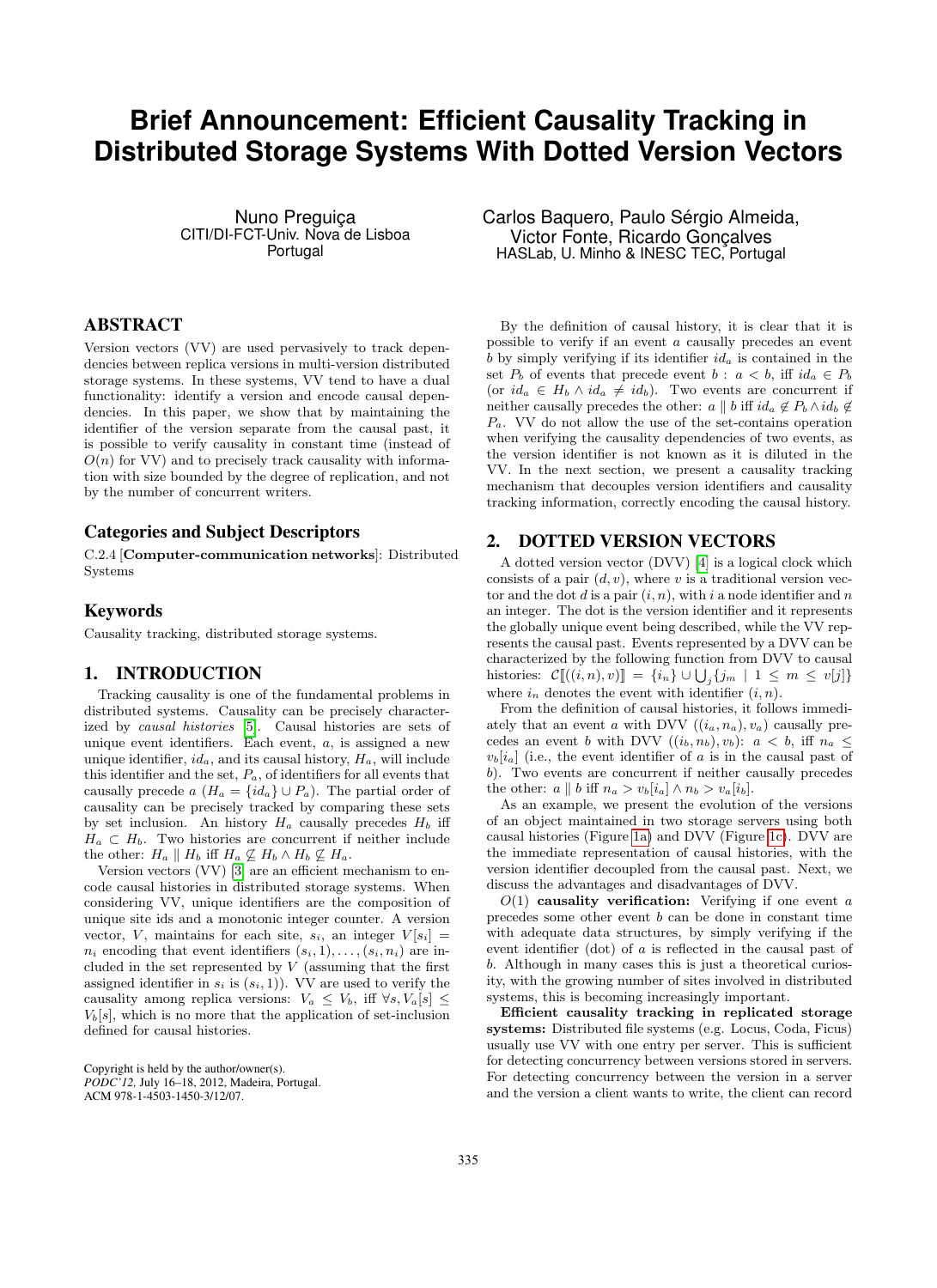# Brief Announcement: Efficient Causality Tracking in Distributed Storage Systems With Dotted Version Vectors

Nuno Preguiça
CITI/DI-FCT-Univ. Nova de Lisboa
Portugal

Carlos Baquero, Paulo Sérgio Almeida,
Victor Fonte, Ricardo Gonçalves
HASLab, U. Minho & INESC TEC, Portugal

## ABSTRACT

Version vectors (VV) are used pervasively to track dependencies between replica versions in multi-version distributed storage systems. In these systems, VV tend to have a dual functionality: identify a version and encode causal dependencies. In this paper, we show that by maintaining the identifier of the version separate from the causal past, it is possible to verify causality in constant time (instead of $O(n)$ for VV) and to precisely track causality with information with size bounded by the degree of replication, and not by the number of concurrent writers.

### Categories and Subject Descriptors

C.2.4 [**Computer-communication networks**]: Distributed Systems

### Keywords

Causality tracking, distributed storage systems.

## 1. INTRODUCTION

Tracking causality is one of the fundamental problems in distributed systems. Causality can be precisely characterized by *causal histories* [5]. Causal histories are sets of unique event identifiers. Each event, $a$, is assigned a new unique identifier, $id_a$, and its causal history, $H_a$, will include this identifier and the set, $P_a$, of identifiers for all events that causally precede $a$ ($H_a = \{id_a\} \cup P_a$). The partial order of causality can be precisely tracked by comparing these sets by set inclusion. An history $H_a$ causally precedes $H_b$ iff $H_a \subset H_b$. Two histories are concurrent if neither include the other: $H_a \parallel H_b$ iff $H_a \not\subseteq H_b \wedge H_b \not\subseteq H_a$.

Version vectors (VV) [3] are an efficient mechanism to encode causal histories in distributed storage systems. When considering VV, unique identifiers are the composition of unique site ids and a monotonic integer counter. A version vector, $V$, maintains for each site, $s_i$, an integer $V[s_i] = n_i$ encoding that event identifiers $(s_i, 1), \ldots, (s_i, n_i)$ are included in the set represented by $V$ (assuming that the first assigned identifier in $s_i$ is $(s_i, 1)$). VV are used to verify the causality among replica versions: $V_a \leq V_b$, iff $\forall s, V_a[s] \leq V_b[s]$, which is no more that the application of set-inclusion defined for causal histories.

Copyright is held by the author/owner(s).
*PODC'12,* July 16–18, 2012, Madeira, Portugal.
ACM 978-1-4503-1450-3/12/07.

By the definition of causal history, it is clear that it is possible to verify if an event $a$ causally precedes an event $b$ by simply verifying if its identifier $id_a$ is contained in the set $P_b$ of events that precede event $b$ : $a < b$, iff $id_a \in P_b$ (or $id_a \in H_b \wedge id_a \neq id_b$). Two events are concurrent if neither causally precedes the other: $a \parallel b$ iff $id_a \notin P_b \wedge id_b \notin P_a$. VV do not allow the use of the set-contains operation when verifying the causality dependencies of two events, as the version identifier is not known as it is diluted in the VV. In the next section, we present a causality tracking mechanism that decouples version identifiers and causality tracking information, correctly encoding the causal history.

## 2. DOTTED VERSION VECTORS

A dotted version vector (DVV) [4] is a logical clock which consists of a pair $(d, v)$, where $v$ is a traditional version vector and the dot $d$ is a pair $(i, n)$, with $i$ a node identifier and $n$ an integer. The dot is the version identifier and it represents the globally unique event being described, while the VV represents the causal past. Events represented by a DVV can be characterized by the following function from DVV to causal histories: $\mathcal{C}[\![((i, n), v)]\!] = \{i_n\} \cup \bigcup_j \{j_m \mid 1 \leq m \leq v[j]\}$ where $i_n$ denotes the event with identifier $(i, n)$.

From the definition of causal histories, it follows immediately that an event $a$ with DVV $((i_a, n_a), v_a)$ causally precedes an event $b$ with DVV $((i_b, n_b), v_b)$: $a < b$, iff $n_a \leq v_b[i_a]$ (i.e., the event identifier of $a$ is in the causal past of $b$). Two events are concurrent if neither causally precedes the other: $a \parallel b$ iff $n_a > v_b[i_a] \wedge n_b > v_a[i_b]$.

As an example, we present the evolution of the versions of an object maintained in two storage servers using both causal histories (Figure 1a) and DVV (Figure 1c). DVV are the immediate representation of causal histories, with the version identifier decoupled from the causal past. Next, we discuss the advantages and disadvantages of DVV.

$O(1)$ **causality verification:** Verifying if one event $a$ precedes some other event $b$ can be done in constant time with adequate data structures, by simply verifying if the event identifier (dot) of $a$ is reflected in the causal past of $b$. Although in many cases this is just a theoretical curiosity, with the growing number of sites involved in distributed systems, this is becoming increasingly important.

**Efficient causality tracking in replicated storage systems:** Distributed file systems (e.g. Locus, Coda, Ficus) usually use VV with one entry per server. This is sufficient for detecting concurrency between versions stored in servers. For detecting concurrency between the version in a server and the version a client wants to write, the client can record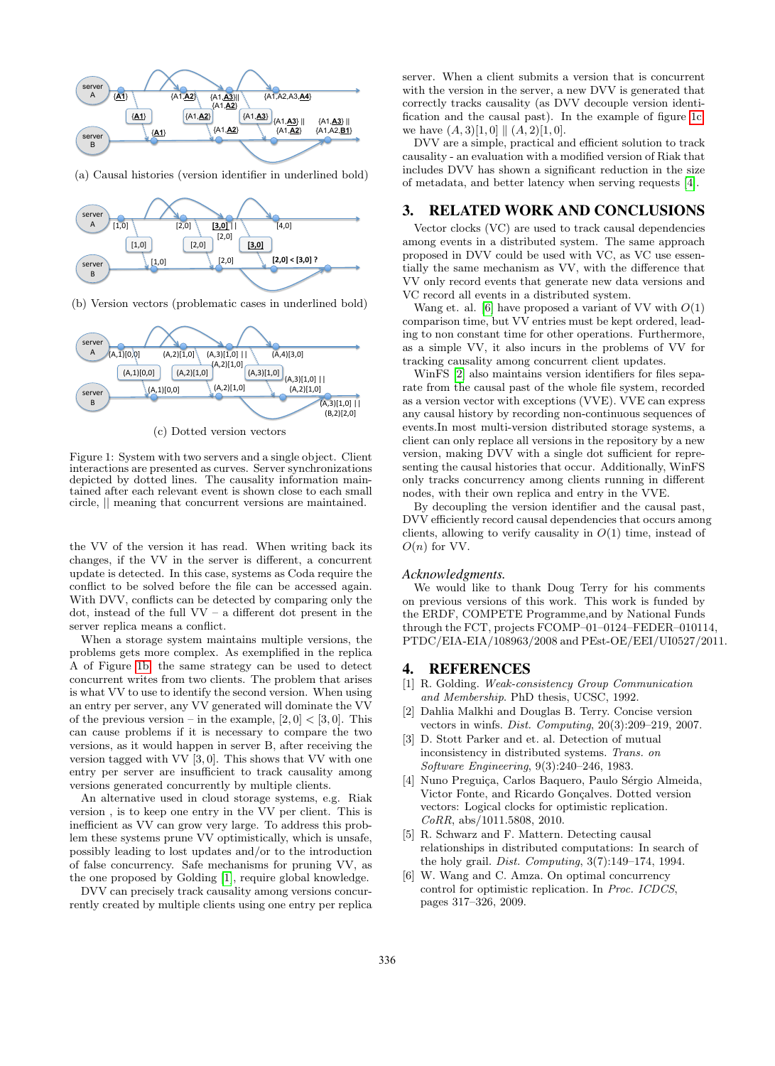server A

{A1}

{A1}

{A1,A2}

{A1,A2}

{A1,A3}||
{A1,A2}

{A1,A3}

{A1,A2,A3,A4}

{A1}

{A1,A2}

{A1,A3} ||
{A1,A2}

{A1,A3} ||
{A1,A2,B1}

server B

(a) Causal histories (version identifier in underlined bold)

server A

[1,0]

[1,0]

[2,0]

[2,0]

[3,0] ||
[2,0]

[3,0]

[4,0]

[1,0]

[2,0]

[2,0] < [3,0] ?

server B

(b) Version vectors (problematic cases in underlined bold)

server A

(A,1)[0,0]

(A,1)[0,0]

(A,2)[1,0]

(A,2)[1,0]

(A,3)[1,0] ||
(A,2)[1,0]

(A,3)[1,0]

(A,4)[3,0]

(A,1)[0,0]

(A,2)[1,0]

(A,3)[1,0] ||
(A,2)[1,0]

(A,3)[1,0] ||
(B,2)[2,0]

server B

(c) Dotted version vectors

Figure 1: System with two servers and a single object. Client interactions are presented as curves. Server synchronizations depicted by dotted lines. The causality information maintained after each relevant event is shown close to each small circle, || meaning that concurrent versions are maintained.

the VV of the version it has read. When writing back its changes, if the VV in the server is different, a concurrent update is detected. In this case, systems as Coda require the conflict to be solved before the file can be accessed again. With DVV, conflicts can be detected by comparing only the dot, instead of the full VV – a different dot present in the server replica means a conflict.

When a storage system maintains multiple versions, the problems gets more complex. As exemplified in the replica A of Figure 1b the same strategy can be used to detect concurrent writes from two clients. The problem that arises is what VV to use to identify the second version. When using an entry per server, any VV generated will dominate the VV of the previous version – in the example, $[2, 0] < [3, 0]$. This can cause problems if it is necessary to compare the two versions, as it would happen in server B, after receiving the version tagged with VV $[3, 0]$. This shows that VV with one entry per server are insufficient to track causality among versions generated concurrently by multiple clients.

An alternative used in cloud storage systems, e.g. Riak version , is to keep one entry in the VV per client. This is inefficient as VV can grow very large. To address this problem these systems prune VV optimistically, which is unsafe, possibly leading to lost updates and/or to the introduction of false concurrency. Safe mechanisms for pruning VV, as the one proposed by Golding [1], require global knowledge.

DVV can precisely track causality among versions concurrently created by multiple clients using one entry per replica server. When a client submits a version that is concurrent with the version in the server, a new DVV is generated that correctly tracks causality (as DVV decouple version identification and the causal past). In the example of figure 1c we have $(A, 3)[1, 0] \parallel (A, 2)[1, 0]$.

DVV are a simple, practical and efficient solution to track causality - an evaluation with a modified version of Riak that includes DVV has shown a significant reduction in the size of metadata, and better latency when serving requests [4].

# 3. RELATED WORK AND CONCLUSIONS

Vector clocks (VC) are used to track causal dependencies among events in a distributed system. The same approach proposed in DVV could be used with VC, as VC use essentially the same mechanism as VV, with the difference that VV only record events that generate new data versions and VC record all events in a distributed system.

Wang et. al. [6] have proposed a variant of VV with $O(1)$ comparison time, but VV entries must be kept ordered, leading to non constant time for other operations. Furthermore, as a simple VV, it also incurs in the problems of VV for tracking causality among concurrent client updates.

WinFS [2] also maintains version identifiers for files separate from the causal past of the whole file system, recorded as a version vector with exceptions (VVE). VVE can express any causal history by recording non-continuous sequences of events.In most multi-version distributed storage systems, a client can only replace all versions in the repository by a new version, making DVV with a single dot sufficient for representing the causal histories that occur. Additionally, WinFS only tracks concurrency among clients running in different nodes, with their own replica and entry in the VVE.

By decoupling the version identifier and the causal past, DVV efficiently record causal dependencies that occurs among clients, allowing to verify causality in $O(1)$ time, instead of $O(n)$ for VV.

*Acknowledgments.*

We would like to thank Doug Terry for his comments on previous versions of this work. This work is funded by the ERDF, COMPETE Programme,and by National Funds through the FCT, projects FCOMP–01–0124–FEDER–010114, PTDC/EIA-EIA/108963/2008 and PEst-OE/EEI/UI0527/2011.

# 4. REFERENCES

[1] R. Golding. *Weak-consistency Group Communication and Membership*. PhD thesis, UCSC, 1992.

[2] Dahlia Malkhi and Douglas B. Terry. Concise version vectors in winfs. *Dist. Computing*, 20(3):209–219, 2007.

[3] D. Stott Parker and et. al. Detection of mutual inconsistency in distributed systems. *Trans. on Software Engineering*, 9(3):240–246, 1983.

[4] Nuno Preguiça, Carlos Baquero, Paulo Sérgio Almeida, Victor Fonte, and Ricardo Gonçalves. Dotted version vectors: Logical clocks for optimistic replication. *CoRR*, abs/1011.5808, 2010.

[5] R. Schwarz and F. Mattern. Detecting causal relationships in distributed computations: In search of the holy grail. *Dist. Computing*, 3(7):149–174, 1994.

[6] W. Wang and C. Amza. On optimal concurrency control for optimistic replication. In *Proc. ICDCS*, pages 317–326, 2009.